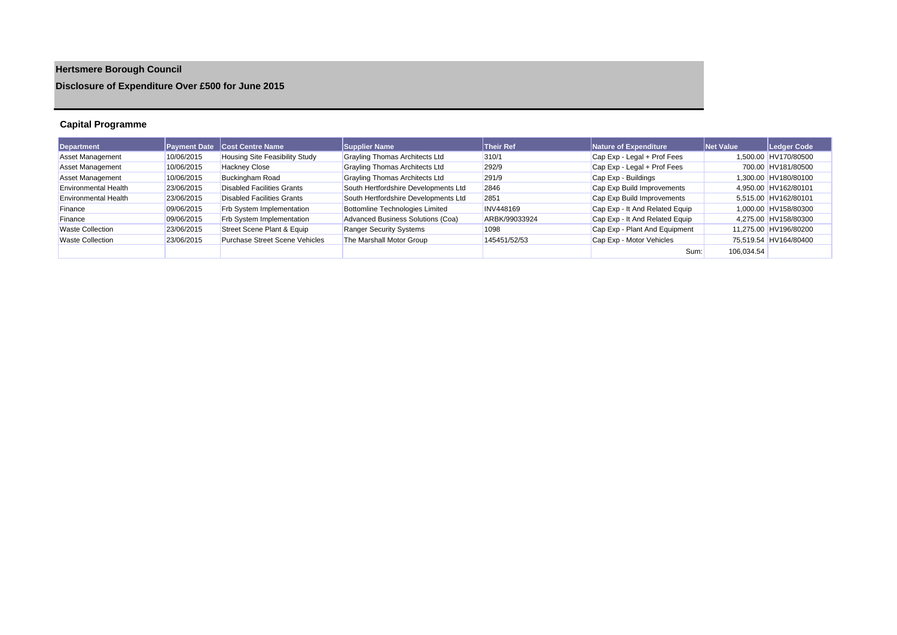# Hertsmere Borough Council

## Disclosure of Expenditure Over £500 for June 2015

### Capital Programme

| Department | Payment Date | Cost Centre Name | Supplier Name | Their Ref | Nature of Expenditure | Net Value | Ledger Code |
|---|---|---|---|---|---|---|---|
| Asset Management | 10/06/2015 | Housing Site Feasibility Study | Grayling Thomas Architects Ltd | 310/1 | Cap Exp - Legal + Prof Fees | 1,500.00 | HV170/80500 |
| Asset Management | 10/06/2015 | Hackney Close | Grayling Thomas Architects Ltd | 292/9 | Cap Exp - Legal + Prof Fees | 700.00 | HV181/80500 |
| Asset Management | 10/06/2015 | Buckingham Road | Grayling Thomas Architects Ltd | 291/9 | Cap Exp - Buildings | 1,300.00 | HV180/80100 |
| Environmental Health | 23/06/2015 | Disabled Facilities Grants | South Hertfordshire Developments Ltd | 2846 | Cap Exp Build Improvements | 4,950.00 | HV162/80101 |
| Environmental Health | 23/06/2015 | Disabled Facilities Grants | South Hertfordshire Developments Ltd | 2851 | Cap Exp Build Improvements | 5,515.00 | HV162/80101 |
| Finance | 09/06/2015 | Frb System Implementation | Bottomline Technologies Limited | INV448169 | Cap Exp - It And Related Equip | 1,000.00 | HV158/80300 |
| Finance | 09/06/2015 | Frb System Implementation | Advanced Business Solutions (Coa) | ARBK/99033924 | Cap Exp - It And Related Equip | 4,275.00 | HV158/80300 |
| Waste Collection | 23/06/2015 | Street Scene Plant & Equip | Ranger Security Systems | 1098 | Cap Exp - Plant And Equipment | 11,275.00 | HV196/80200 |
| Waste Collection | 23/06/2015 | Purchase Street Scene Vehicles | The Marshall Motor Group | 145451/52/53 | Cap Exp - Motor Vehicles | 75,519.54 | HV164/80400 |
| | | | | | Sum: | 106,034.54 | |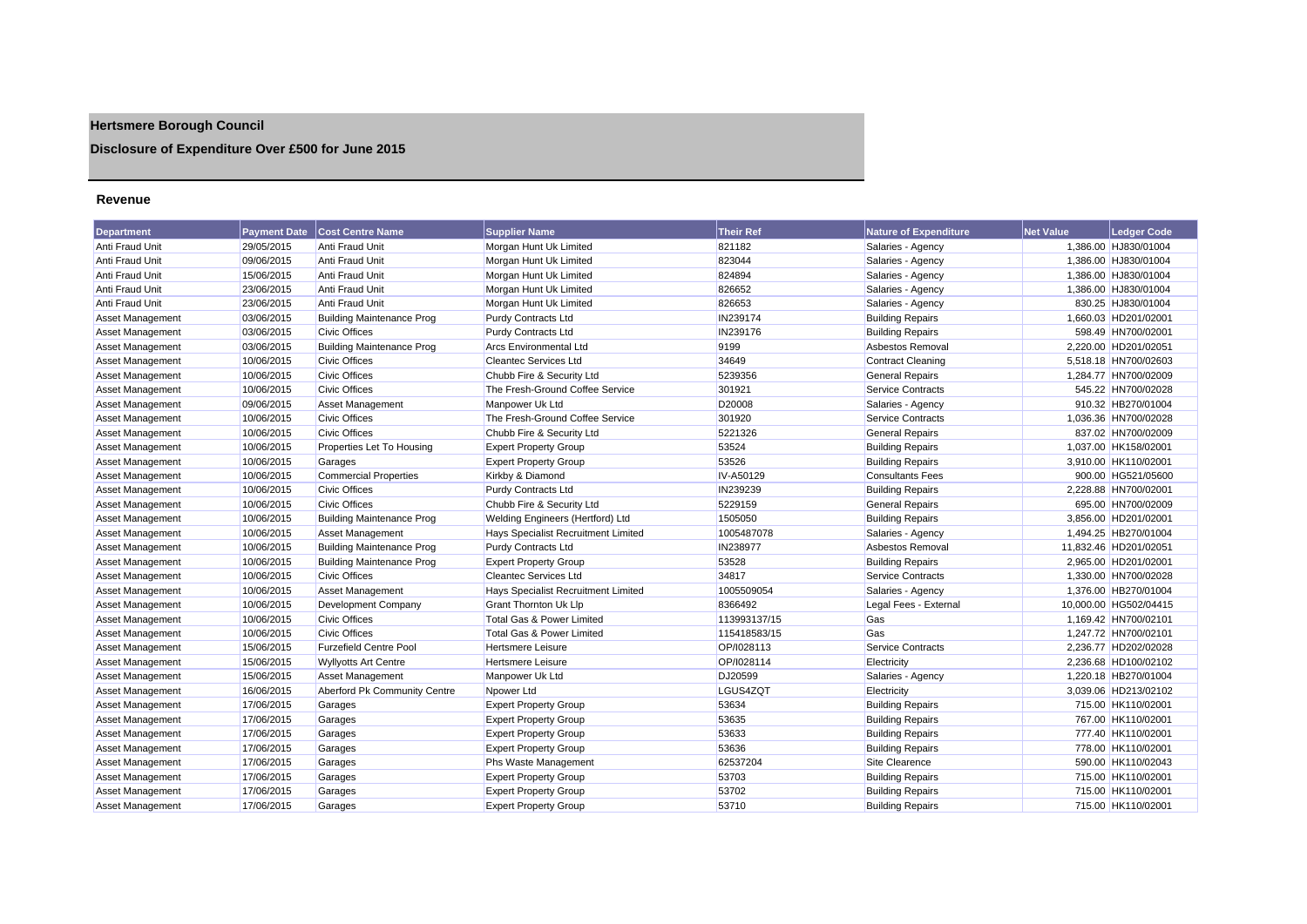# Hertsmere Borough Council

## Disclosure of Expenditure Over £500 for June 2015

### Revenue

| Department | Payment Date | Cost Centre Name | Supplier Name | Their Ref | Nature of Expenditure | Net Value | Ledger Code |
|---|---|---|---|---|---|---|---|
| Anti Fraud Unit | 29/05/2015 | Anti Fraud Unit | Morgan Hunt Uk Limited | 821182 | Salaries - Agency | 1,386.00 | HJ830/01004 |
| Anti Fraud Unit | 09/06/2015 | Anti Fraud Unit | Morgan Hunt Uk Limited | 823044 | Salaries - Agency | 1,386.00 | HJ830/01004 |
| Anti Fraud Unit | 15/06/2015 | Anti Fraud Unit | Morgan Hunt Uk Limited | 824894 | Salaries - Agency | 1,386.00 | HJ830/01004 |
| Anti Fraud Unit | 23/06/2015 | Anti Fraud Unit | Morgan Hunt Uk Limited | 826652 | Salaries - Agency | 1,386.00 | HJ830/01004 |
| Anti Fraud Unit | 23/06/2015 | Anti Fraud Unit | Morgan Hunt Uk Limited | 826653 | Salaries - Agency | 830.25 | HJ830/01004 |
| Asset Management | 03/06/2015 | Building Maintenance Prog | Purdy Contracts Ltd | IN239174 | Building Repairs | 1,660.03 | HD201/02001 |
| Asset Management | 03/06/2015 | Civic Offices | Purdy Contracts Ltd | IN239176 | Building Repairs | 598.49 | HN700/02001 |
| Asset Management | 03/06/2015 | Building Maintenance Prog | Arcs Environmental Ltd | 9199 | Asbestos Removal | 2,220.00 | HD201/02051 |
| Asset Management | 10/06/2015 | Civic Offices | Cleantec Services Ltd | 34649 | Contract Cleaning | 5,518.18 | HN700/02603 |
| Asset Management | 10/06/2015 | Civic Offices | Chubb Fire & Security Ltd | 5239356 | General Repairs | 1,284.77 | HN700/02009 |
| Asset Management | 10/06/2015 | Civic Offices | The Fresh-Ground Coffee Service | 301921 | Service Contracts | 545.22 | HN700/02028 |
| Asset Management | 09/06/2015 | Asset Management | Manpower Uk Ltd | D20008 | Salaries - Agency | 910.32 | HB270/01004 |
| Asset Management | 10/06/2015 | Civic Offices | The Fresh-Ground Coffee Service | 301920 | Service Contracts | 1,036.36 | HN700/02028 |
| Asset Management | 10/06/2015 | Civic Offices | Chubb Fire & Security Ltd | 5221326 | General Repairs | 837.02 | HN700/02009 |
| Asset Management | 10/06/2015 | Properties Let To Housing | Expert Property Group | 53524 | Building Repairs | 1,037.00 | HK158/02001 |
| Asset Management | 10/06/2015 | Garages | Expert Property Group | 53526 | Building Repairs | 3,910.00 | HK110/02001 |
| Asset Management | 10/06/2015 | Commercial Properties | Kirkby & Diamond | IV-A50129 | Consultants Fees | 900.00 | HG521/05600 |
| Asset Management | 10/06/2015 | Civic Offices | Purdy Contracts Ltd | IN239239 | Building Repairs | 2,228.88 | HN700/02001 |
| Asset Management | 10/06/2015 | Civic Offices | Chubb Fire & Security Ltd | 5229159 | General Repairs | 695.00 | HN700/02009 |
| Asset Management | 10/06/2015 | Building Maintenance Prog | Welding Engineers (Hertford) Ltd | 1505050 | Building Repairs | 3,856.00 | HD201/02001 |
| Asset Management | 10/06/2015 | Asset Management | Hays Specialist Recruitment Limited | 1005487078 | Salaries - Agency | 1,494.25 | HB270/01004 |
| Asset Management | 10/06/2015 | Building Maintenance Prog | Purdy Contracts Ltd | IN238977 | Asbestos Removal | 11,832.46 | HD201/02051 |
| Asset Management | 10/06/2015 | Building Maintenance Prog | Expert Property Group | 53528 | Building Repairs | 2,965.00 | HD201/02001 |
| Asset Management | 10/06/2015 | Civic Offices | Cleantec Services Ltd | 34817 | Service Contracts | 1,330.00 | HN700/02028 |
| Asset Management | 10/06/2015 | Asset Management | Hays Specialist Recruitment Limited | 1005509054 | Salaries - Agency | 1,376.00 | HB270/01004 |
| Asset Management | 10/06/2015 | Development Company | Grant Thornton Uk Llp | 8366492 | Legal Fees - External | 10,000.00 | HG502/04415 |
| Asset Management | 10/06/2015 | Civic Offices | Total Gas & Power Limited | 113993137/15 | Gas | 1,169.42 | HN700/02101 |
| Asset Management | 10/06/2015 | Civic Offices | Total Gas & Power Limited | 115418583/15 | Gas | 1,247.72 | HN700/02101 |
| Asset Management | 15/06/2015 | Furzefield Centre Pool | Hertsmere Leisure | OP/I028113 | Service Contracts | 2,236.77 | HD202/02028 |
| Asset Management | 15/06/2015 | Wyllyotts Art Centre | Hertsmere Leisure | OP/I028114 | Electricity | 2,236.68 | HD100/02102 |
| Asset Management | 15/06/2015 | Asset Management | Manpower Uk Ltd | DJ20599 | Salaries - Agency | 1,220.18 | HB270/01004 |
| Asset Management | 16/06/2015 | Aberford Pk Community Centre | Npower Ltd | LGUS4ZQT | Electricity | 3,039.06 | HD213/02102 |
| Asset Management | 17/06/2015 | Garages | Expert Property Group | 53634 | Building Repairs | 715.00 | HK110/02001 |
| Asset Management | 17/06/2015 | Garages | Expert Property Group | 53635 | Building Repairs | 767.00 | HK110/02001 |
| Asset Management | 17/06/2015 | Garages | Expert Property Group | 53633 | Building Repairs | 777.40 | HK110/02001 |
| Asset Management | 17/06/2015 | Garages | Expert Property Group | 53636 | Building Repairs | 778.00 | HK110/02001 |
| Asset Management | 17/06/2015 | Garages | Phs Waste Management | 62537204 | Site Clearence | 590.00 | HK110/02043 |
| Asset Management | 17/06/2015 | Garages | Expert Property Group | 53703 | Building Repairs | 715.00 | HK110/02001 |
| Asset Management | 17/06/2015 | Garages | Expert Property Group | 53702 | Building Repairs | 715.00 | HK110/02001 |
| Asset Management | 17/06/2015 | Garages | Expert Property Group | 53710 | Building Repairs | 715.00 | HK110/02001 |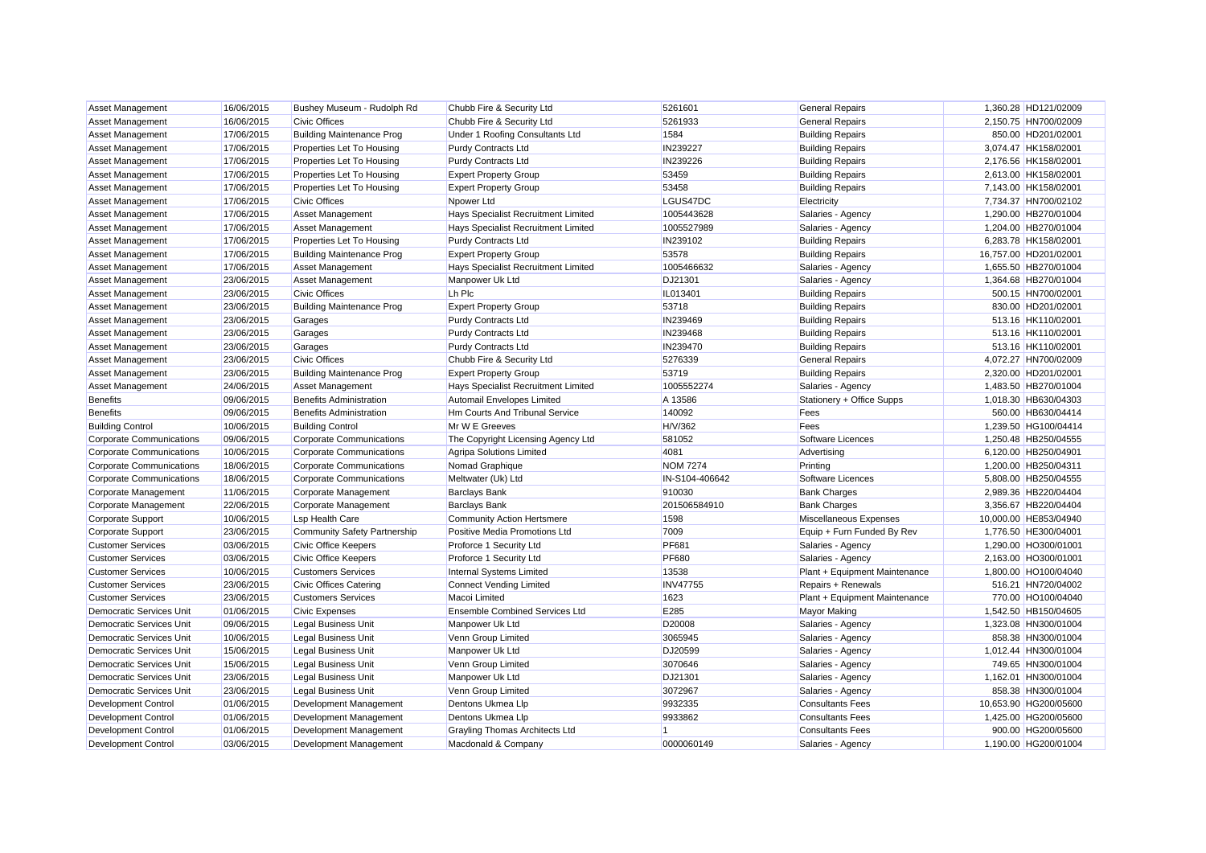| | | | | | | | |
|---|---|---|---|---|---|---|---|
| Asset Management | 16/06/2015 | Bushey Museum - Rudolph Rd | Chubb Fire & Security Ltd | 5261601 | General Repairs | 1,360.28 | HD121/02009 |
| Asset Management | 16/06/2015 | Civic Offices | Chubb Fire & Security Ltd | 5261933 | General Repairs | 2,150.75 | HN700/02009 |
| Asset Management | 17/06/2015 | Building Maintenance Prog | Under 1 Roofing Consultants Ltd | 1584 | Building Repairs | 850.00 | HD201/02001 |
| Asset Management | 17/06/2015 | Properties Let To Housing | Purdy Contracts Ltd | IN239227 | Building Repairs | 3,074.47 | HK158/02001 |
| Asset Management | 17/06/2015 | Properties Let To Housing | Purdy Contracts Ltd | IN239226 | Building Repairs | 2,176.56 | HK158/02001 |
| Asset Management | 17/06/2015 | Properties Let To Housing | Expert Property Group | 53459 | Building Repairs | 2,613.00 | HK158/02001 |
| Asset Management | 17/06/2015 | Properties Let To Housing | Expert Property Group | 53458 | Building Repairs | 7,143.00 | HK158/02001 |
| Asset Management | 17/06/2015 | Civic Offices | Npower Ltd | LGUS47DC | Electricity | 7,734.37 | HN700/02102 |
| Asset Management | 17/06/2015 | Asset Management | Hays Specialist Recruitment Limited | 1005443628 | Salaries - Agency | 1,290.00 | HB270/01004 |
| Asset Management | 17/06/2015 | Asset Management | Hays Specialist Recruitment Limited | 1005527989 | Salaries - Agency | 1,204.00 | HB270/01004 |
| Asset Management | 17/06/2015 | Properties Let To Housing | Purdy Contracts Ltd | IN239102 | Building Repairs | 6,283.78 | HK158/02001 |
| Asset Management | 17/06/2015 | Building Maintenance Prog | Expert Property Group | 53578 | Building Repairs | 16,757.00 | HD201/02001 |
| Asset Management | 17/06/2015 | Asset Management | Hays Specialist Recruitment Limited | 1005466632 | Salaries - Agency | 1,655.50 | HB270/01004 |
| Asset Management | 23/06/2015 | Asset Management | Manpower Uk Ltd | DJ21301 | Salaries - Agency | 1,364.68 | HB270/01004 |
| Asset Management | 23/06/2015 | Civic Offices | Lh Plc | IL013401 | Building Repairs | 500.15 | HN700/02001 |
| Asset Management | 23/06/2015 | Building Maintenance Prog | Expert Property Group | 53718 | Building Repairs | 830.00 | HD201/02001 |
| Asset Management | 23/06/2015 | Garages | Purdy Contracts Ltd | IN239469 | Building Repairs | 513.16 | HK110/02001 |
| Asset Management | 23/06/2015 | Garages | Purdy Contracts Ltd | IN239468 | Building Repairs | 513.16 | HK110/02001 |
| Asset Management | 23/06/2015 | Garages | Purdy Contracts Ltd | IN239470 | Building Repairs | 513.16 | HK110/02001 |
| Asset Management | 23/06/2015 | Civic Offices | Chubb Fire & Security Ltd | 5276339 | General Repairs | 4,072.27 | HN700/02009 |
| Asset Management | 23/06/2015 | Building Maintenance Prog | Expert Property Group | 53719 | Building Repairs | 2,320.00 | HD201/02001 |
| Asset Management | 24/06/2015 | Asset Management | Hays Specialist Recruitment Limited | 1005552274 | Salaries - Agency | 1,483.50 | HB270/01004 |
| Benefits | 09/06/2015 | Benefits Administration | Automail Envelopes Limited | A 13586 | Stationery + Office Supps | 1,018.30 | HB630/04303 |
| Benefits | 09/06/2015 | Benefits Administration | Hm Courts And Tribunal Service | 140092 | Fees | 560.00 | HB630/04414 |
| Building Control | 10/06/2015 | Building Control | Mr W E Greeves | H/V/362 | Fees | 1,239.50 | HG100/04414 |
| Corporate Communications | 09/06/2015 | Corporate Communications | The Copyright Licensing Agency Ltd | 581052 | Software Licences | 1,250.48 | HB250/04555 |
| Corporate Communications | 10/06/2015 | Corporate Communications | Agripa Solutions Limited | 4081 | Advertising | 6,120.00 | HB250/04901 |
| Corporate Communications | 18/06/2015 | Corporate Communications | Nomad Graphique | NOM 7274 | Printing | 1,200.00 | HB250/04311 |
| Corporate Communications | 18/06/2015 | Corporate Communications | Meltwater (Uk) Ltd | IN-S104-406642 | Software Licences | 5,808.00 | HB250/04555 |
| Corporate Management | 11/06/2015 | Corporate Management | Barclays Bank | 910030 | Bank Charges | 2,989.36 | HB220/04404 |
| Corporate Management | 22/06/2015 | Corporate Management | Barclays Bank | 201506584910 | Bank Charges | 3,356.67 | HB220/04404 |
| Corporate Support | 10/06/2015 | Lsp Health Care | Community Action Hertsmere | 1598 | Miscellaneous Expenses | 10,000.00 | HE853/04940 |
| Corporate Support | 23/06/2015 | Community Safety Partnership | Positive Media Promotions Ltd | 7009 | Equip + Furn Funded By Rev | 1,776.50 | HE300/04001 |
| Customer Services | 03/06/2015 | Civic Office Keepers | Proforce 1 Security Ltd | PF681 | Salaries - Agency | 1,290.00 | HO300/01001 |
| Customer Services | 03/06/2015 | Civic Office Keepers | Proforce 1 Security Ltd | PF680 | Salaries - Agency | 2,163.00 | HO300/01001 |
| Customer Services | 10/06/2015 | Customers Services | Internal Systems Limited | 13538 | Plant + Equipment Maintenance | 1,800.00 | HO100/04040 |
| Customer Services | 23/06/2015 | Civic Offices Catering | Connect Vending Limited | INV47755 | Repairs + Renewals | 516.21 | HN720/04002 |
| Customer Services | 23/06/2015 | Customers Services | Macoi Limited | 1623 | Plant + Equipment Maintenance | 770.00 | HO100/04040 |
| Democratic Services Unit | 01/06/2015 | Civic Expenses | Ensemble Combined Services Ltd | E285 | Mayor Making | 1,542.50 | HB150/04605 |
| Democratic Services Unit | 09/06/2015 | Legal Business Unit | Manpower Uk Ltd | D20008 | Salaries - Agency | 1,323.08 | HN300/01004 |
| Democratic Services Unit | 10/06/2015 | Legal Business Unit | Venn Group Limited | 3065945 | Salaries - Agency | 858.38 | HN300/01004 |
| Democratic Services Unit | 15/06/2015 | Legal Business Unit | Manpower Uk Ltd | DJ20599 | Salaries - Agency | 1,012.44 | HN300/01004 |
| Democratic Services Unit | 15/06/2015 | Legal Business Unit | Venn Group Limited | 3070646 | Salaries - Agency | 749.65 | HN300/01004 |
| Democratic Services Unit | 23/06/2015 | Legal Business Unit | Manpower Uk Ltd | DJ21301 | Salaries - Agency | 1,162.01 | HN300/01004 |
| Democratic Services Unit | 23/06/2015 | Legal Business Unit | Venn Group Limited | 3072967 | Salaries - Agency | 858.38 | HN300/01004 |
| Development Control | 01/06/2015 | Development Management | Dentons Ukmea Llp | 9932335 | Consultants Fees | 10,653.90 | HG200/05600 |
| Development Control | 01/06/2015 | Development Management | Dentons Ukmea Llp | 9933862 | Consultants Fees | 1,425.00 | HG200/05600 |
| Development Control | 01/06/2015 | Development Management | Grayling Thomas Architects Ltd | 1 | Consultants Fees | 900.00 | HG200/05600 |
| Development Control | 03/06/2015 | Development Management | Macdonald & Company | 0000060149 | Salaries - Agency | 1,190.00 | HG200/01004 |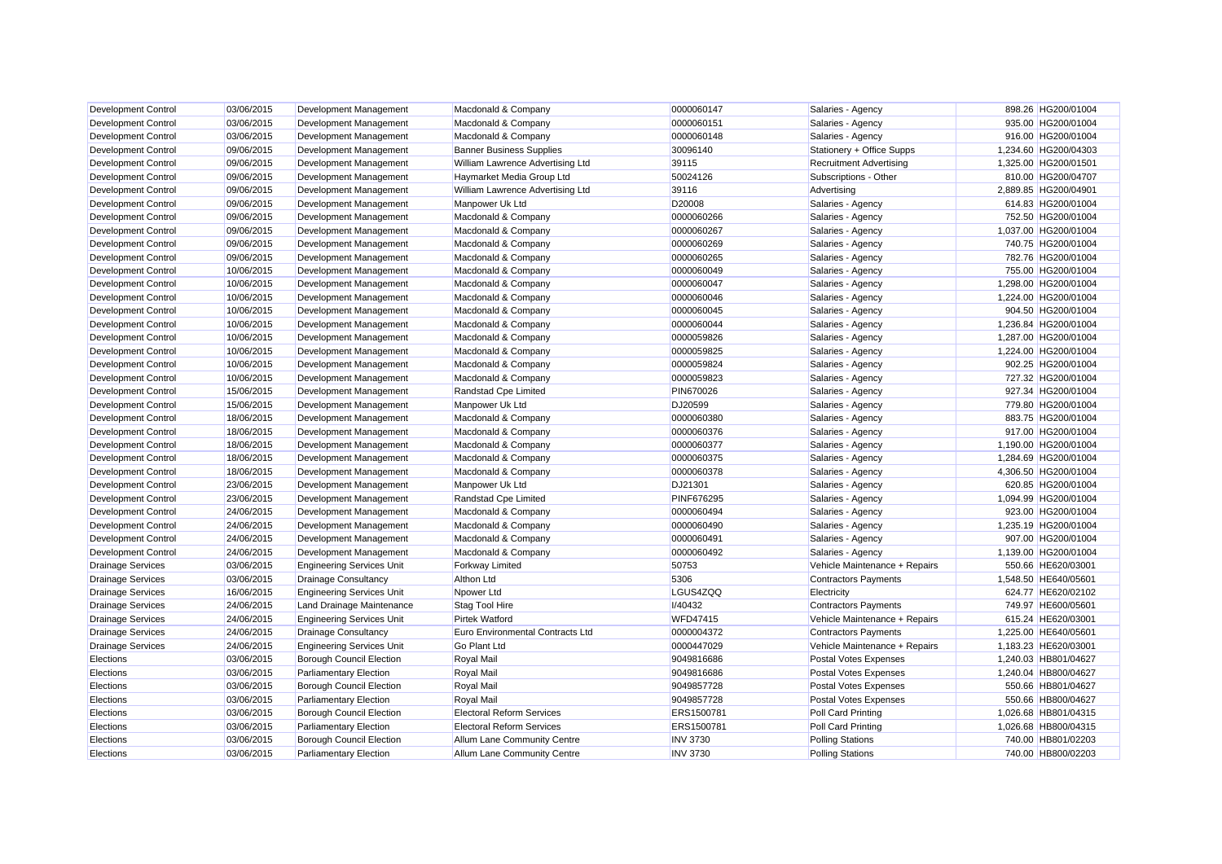| | | | | | | | |
|---|---|---|---|---|---|---|---|
| Development Control | 03/06/2015 | Development Management | Macdonald & Company | 0000060147 | Salaries - Agency | 898.26 | HG200/01004 |
| Development Control | 03/06/2015 | Development Management | Macdonald & Company | 0000060151 | Salaries - Agency | 935.00 | HG200/01004 |
| Development Control | 03/06/2015 | Development Management | Macdonald & Company | 0000060148 | Salaries - Agency | 916.00 | HG200/01004 |
| Development Control | 09/06/2015 | Development Management | Banner Business Supplies | 30096140 | Stationery + Office Supps | 1,234.60 | HG200/04303 |
| Development Control | 09/06/2015 | Development Management | William Lawrence Advertising Ltd | 39115 | Recruitment Advertising | 1,325.00 | HG200/01501 |
| Development Control | 09/06/2015 | Development Management | Haymarket Media Group Ltd | 50024126 | Subscriptions - Other | 810.00 | HG200/04707 |
| Development Control | 09/06/2015 | Development Management | William Lawrence Advertising Ltd | 39116 | Advertising | 2,889.85 | HG200/04901 |
| Development Control | 09/06/2015 | Development Management | Manpower Uk Ltd | D20008 | Salaries - Agency | 614.83 | HG200/01004 |
| Development Control | 09/06/2015 | Development Management | Macdonald & Company | 0000060266 | Salaries - Agency | 752.50 | HG200/01004 |
| Development Control | 09/06/2015 | Development Management | Macdonald & Company | 0000060267 | Salaries - Agency | 1,037.00 | HG200/01004 |
| Development Control | 09/06/2015 | Development Management | Macdonald & Company | 0000060269 | Salaries - Agency | 740.75 | HG200/01004 |
| Development Control | 09/06/2015 | Development Management | Macdonald & Company | 0000060265 | Salaries - Agency | 782.76 | HG200/01004 |
| Development Control | 10/06/2015 | Development Management | Macdonald & Company | 0000060049 | Salaries - Agency | 755.00 | HG200/01004 |
| Development Control | 10/06/2015 | Development Management | Macdonald & Company | 0000060047 | Salaries - Agency | 1,298.00 | HG200/01004 |
| Development Control | 10/06/2015 | Development Management | Macdonald & Company | 0000060046 | Salaries - Agency | 1,224.00 | HG200/01004 |
| Development Control | 10/06/2015 | Development Management | Macdonald & Company | 0000060045 | Salaries - Agency | 904.50 | HG200/01004 |
| Development Control | 10/06/2015 | Development Management | Macdonald & Company | 0000060044 | Salaries - Agency | 1,236.84 | HG200/01004 |
| Development Control | 10/06/2015 | Development Management | Macdonald & Company | 0000059826 | Salaries - Agency | 1,287.00 | HG200/01004 |
| Development Control | 10/06/2015 | Development Management | Macdonald & Company | 0000059825 | Salaries - Agency | 1,224.00 | HG200/01004 |
| Development Control | 10/06/2015 | Development Management | Macdonald & Company | 0000059824 | Salaries - Agency | 902.25 | HG200/01004 |
| Development Control | 10/06/2015 | Development Management | Macdonald & Company | 0000059823 | Salaries - Agency | 727.32 | HG200/01004 |
| Development Control | 15/06/2015 | Development Management | Randstad Cpe Limited | PIN670026 | Salaries - Agency | 927.34 | HG200/01004 |
| Development Control | 15/06/2015 | Development Management | Manpower Uk Ltd | DJ20599 | Salaries - Agency | 779.80 | HG200/01004 |
| Development Control | 18/06/2015 | Development Management | Macdonald & Company | 0000060380 | Salaries - Agency | 883.75 | HG200/01004 |
| Development Control | 18/06/2015 | Development Management | Macdonald & Company | 0000060376 | Salaries - Agency | 917.00 | HG200/01004 |
| Development Control | 18/06/2015 | Development Management | Macdonald & Company | 0000060377 | Salaries - Agency | 1,190.00 | HG200/01004 |
| Development Control | 18/06/2015 | Development Management | Macdonald & Company | 0000060375 | Salaries - Agency | 1,284.69 | HG200/01004 |
| Development Control | 18/06/2015 | Development Management | Macdonald & Company | 0000060378 | Salaries - Agency | 4,306.50 | HG200/01004 |
| Development Control | 23/06/2015 | Development Management | Manpower Uk Ltd | DJ21301 | Salaries - Agency | 620.85 | HG200/01004 |
| Development Control | 23/06/2015 | Development Management | Randstad Cpe Limited | PINF676295 | Salaries - Agency | 1,094.99 | HG200/01004 |
| Development Control | 24/06/2015 | Development Management | Macdonald & Company | 0000060494 | Salaries - Agency | 923.00 | HG200/01004 |
| Development Control | 24/06/2015 | Development Management | Macdonald & Company | 0000060490 | Salaries - Agency | 1,235.19 | HG200/01004 |
| Development Control | 24/06/2015 | Development Management | Macdonald & Company | 0000060491 | Salaries - Agency | 907.00 | HG200/01004 |
| Development Control | 24/06/2015 | Development Management | Macdonald & Company | 0000060492 | Salaries - Agency | 1,139.00 | HG200/01004 |
| Drainage Services | 03/06/2015 | Engineering Services Unit | Forkway Limited | 50753 | Vehicle Maintenance + Repairs | 550.66 | HE620/03001 |
| Drainage Services | 03/06/2015 | Drainage Consultancy | Althon Ltd | 5306 | Contractors Payments | 1,548.50 | HE640/05601 |
| Drainage Services | 16/06/2015 | Engineering Services Unit | Npower Ltd | LGUS4ZQQ | Electricity | 624.77 | HE620/02102 |
| Drainage Services | 24/06/2015 | Land Drainage Maintenance | Stag Tool Hire | I/40432 | Contractors Payments | 749.97 | HE600/05601 |
| Drainage Services | 24/06/2015 | Engineering Services Unit | Pirtek Watford | WFD47415 | Vehicle Maintenance + Repairs | 615.24 | HE620/03001 |
| Drainage Services | 24/06/2015 | Drainage Consultancy | Euro Environmental Contracts Ltd | 0000004372 | Contractors Payments | 1,225.00 | HE640/05601 |
| Drainage Services | 24/06/2015 | Engineering Services Unit | Go Plant Ltd | 0000447029 | Vehicle Maintenance + Repairs | 1,183.23 | HE620/03001 |
| Elections | 03/06/2015 | Borough Council Election | Royal Mail | 9049816686 | Postal Votes Expenses | 1,240.03 | HB801/04627 |
| Elections | 03/06/2015 | Parliamentary Election | Royal Mail | 9049816686 | Postal Votes Expenses | 1,240.04 | HB800/04627 |
| Elections | 03/06/2015 | Borough Council Election | Royal Mail | 9049857728 | Postal Votes Expenses | 550.66 | HB801/04627 |
| Elections | 03/06/2015 | Parliamentary Election | Royal Mail | 9049857728 | Postal Votes Expenses | 550.66 | HB800/04627 |
| Elections | 03/06/2015 | Borough Council Election | Electoral Reform Services | ERS1500781 | Poll Card Printing | 1,026.68 | HB801/04315 |
| Elections | 03/06/2015 | Parliamentary Election | Electoral Reform Services | ERS1500781 | Poll Card Printing | 1,026.68 | HB800/04315 |
| Elections | 03/06/2015 | Borough Council Election | Allum Lane Community Centre | INV 3730 | Polling Stations | 740.00 | HB801/02203 |
| Elections | 03/06/2015 | Parliamentary Election | Allum Lane Community Centre | INV 3730 | Polling Stations | 740.00 | HB800/02203 |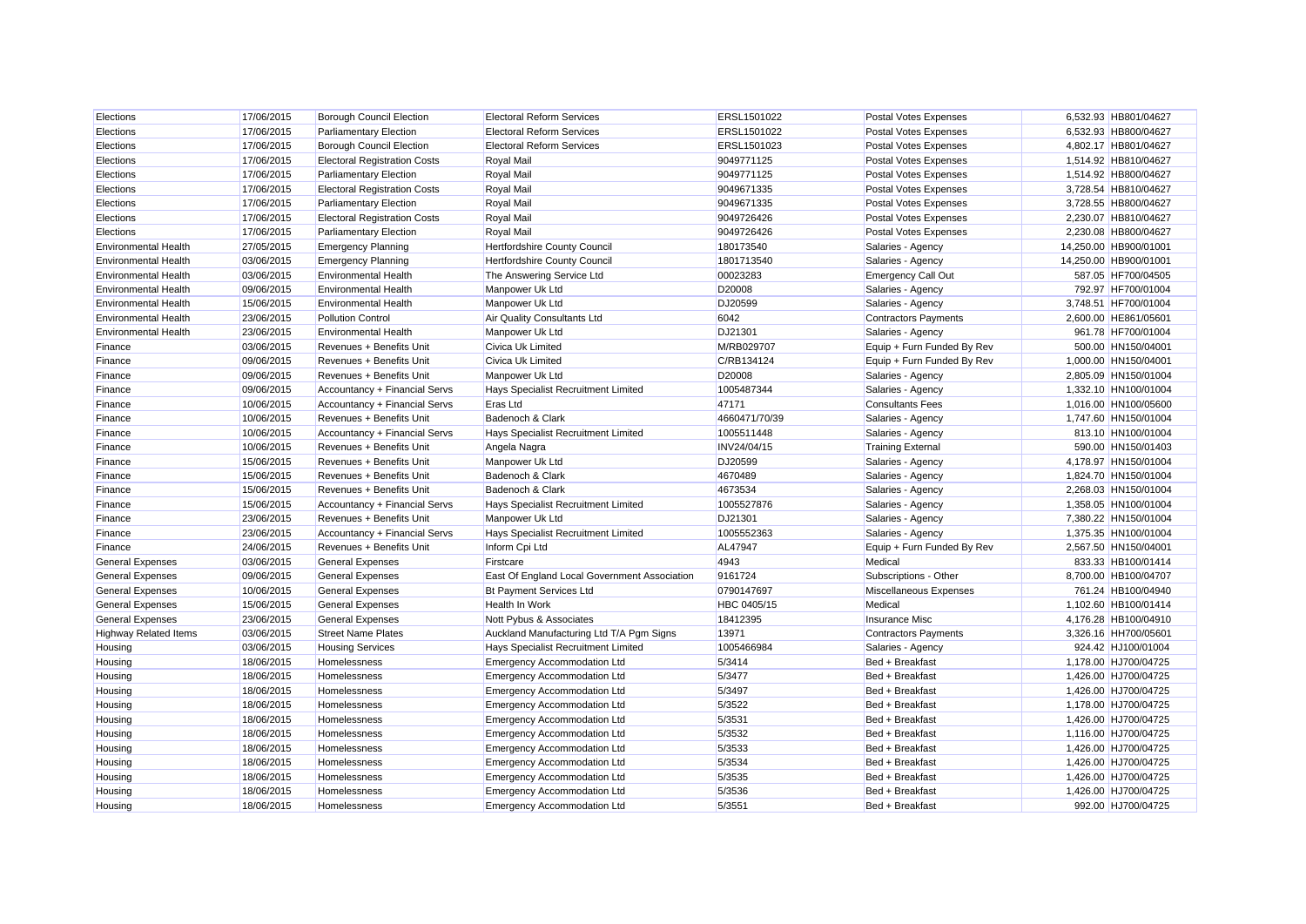| | | | | | | | |
|---|---|---|---|---|---|---|---|
| Elections | 17/06/2015 | Borough Council Election | Electoral Reform Services | ERSL1501022 | Postal Votes Expenses | 6,532.93 | HB801/04627 |
| Elections | 17/06/2015 | Parliamentary Election | Electoral Reform Services | ERSL1501022 | Postal Votes Expenses | 6,532.93 | HB800/04627 |
| Elections | 17/06/2015 | Borough Council Election | Electoral Reform Services | ERSL1501023 | Postal Votes Expenses | 4,802.17 | HB801/04627 |
| Elections | 17/06/2015 | Electoral Registration Costs | Royal Mail | 9049771125 | Postal Votes Expenses | 1,514.92 | HB810/04627 |
| Elections | 17/06/2015 | Parliamentary Election | Royal Mail | 9049771125 | Postal Votes Expenses | 1,514.92 | HB800/04627 |
| Elections | 17/06/2015 | Electoral Registration Costs | Royal Mail | 9049671335 | Postal Votes Expenses | 3,728.54 | HB810/04627 |
| Elections | 17/06/2015 | Parliamentary Election | Royal Mail | 9049671335 | Postal Votes Expenses | 3,728.55 | HB800/04627 |
| Elections | 17/06/2015 | Electoral Registration Costs | Royal Mail | 9049726426 | Postal Votes Expenses | 2,230.07 | HB810/04627 |
| Elections | 17/06/2015 | Parliamentary Election | Royal Mail | 9049726426 | Postal Votes Expenses | 2,230.08 | HB800/04627 |
| Environmental Health | 27/05/2015 | Emergency Planning | Hertfordshire County Council | 180173540 | Salaries - Agency | 14,250.00 | HB900/01001 |
| Environmental Health | 03/06/2015 | Emergency Planning | Hertfordshire County Council | 1801713540 | Salaries - Agency | 14,250.00 | HB900/01001 |
| Environmental Health | 03/06/2015 | Environmental Health | The Answering Service Ltd | 00023283 | Emergency Call Out | 587.05 | HF700/04505 |
| Environmental Health | 09/06/2015 | Environmental Health | Manpower Uk Ltd | D20008 | Salaries - Agency | 792.97 | HF700/01004 |
| Environmental Health | 15/06/2015 | Environmental Health | Manpower Uk Ltd | DJ20599 | Salaries - Agency | 3,748.51 | HF700/01004 |
| Environmental Health | 23/06/2015 | Pollution Control | Air Quality Consultants Ltd | 6042 | Contractors Payments | 2,600.00 | HE861/05601 |
| Environmental Health | 23/06/2015 | Environmental Health | Manpower Uk Ltd | DJ21301 | Salaries - Agency | 961.78 | HF700/01004 |
| Finance | 03/06/2015 | Revenues + Benefits Unit | Civica Uk Limited | M/RB029707 | Equip + Furn Funded By Rev | 500.00 | HN150/04001 |
| Finance | 09/06/2015 | Revenues + Benefits Unit | Civica Uk Limited | C/RB134124 | Equip + Furn Funded By Rev | 1,000.00 | HN150/04001 |
| Finance | 09/06/2015 | Revenues + Benefits Unit | Manpower Uk Ltd | D20008 | Salaries - Agency | 2,805.09 | HN150/01004 |
| Finance | 09/06/2015 | Accountancy + Financial Servs | Hays Specialist Recruitment Limited | 1005487344 | Salaries - Agency | 1,332.10 | HN100/01004 |
| Finance | 10/06/2015 | Accountancy + Financial Servs | Eras Ltd | 47171 | Consultants Fees | 1,016.00 | HN100/05600 |
| Finance | 10/06/2015 | Revenues + Benefits Unit | Badenoch & Clark | 4660471/70/39 | Salaries - Agency | 1,747.60 | HN150/01004 |
| Finance | 10/06/2015 | Accountancy + Financial Servs | Hays Specialist Recruitment Limited | 1005511448 | Salaries - Agency | 813.10 | HN100/01004 |
| Finance | 10/06/2015 | Revenues + Benefits Unit | Angela Nagra | INV24/04/15 | Training External | 590.00 | HN150/01403 |
| Finance | 15/06/2015 | Revenues + Benefits Unit | Manpower Uk Ltd | DJ20599 | Salaries - Agency | 4,178.97 | HN150/01004 |
| Finance | 15/06/2015 | Revenues + Benefits Unit | Badenoch & Clark | 4670489 | Salaries - Agency | 1,824.70 | HN150/01004 |
| Finance | 15/06/2015 | Revenues + Benefits Unit | Badenoch & Clark | 4673534 | Salaries - Agency | 2,268.03 | HN150/01004 |
| Finance | 15/06/2015 | Accountancy + Financial Servs | Hays Specialist Recruitment Limited | 1005527876 | Salaries - Agency | 1,358.05 | HN100/01004 |
| Finance | 23/06/2015 | Revenues + Benefits Unit | Manpower Uk Ltd | DJ21301 | Salaries - Agency | 7,380.22 | HN150/01004 |
| Finance | 23/06/2015 | Accountancy + Financial Servs | Hays Specialist Recruitment Limited | 1005552363 | Salaries - Agency | 1,375.35 | HN100/01004 |
| Finance | 24/06/2015 | Revenues + Benefits Unit | Inform Cpi Ltd | AL47947 | Equip + Furn Funded By Rev | 2,567.50 | HN150/04001 |
| General Expenses | 03/06/2015 | General Expenses | Firstcare | 4943 | Medical | 833.33 | HB100/01414 |
| General Expenses | 09/06/2015 | General Expenses | East Of England Local Government Association | 9161724 | Subscriptions - Other | 8,700.00 | HB100/04707 |
| General Expenses | 10/06/2015 | General Expenses | Bt Payment Services Ltd | 0790147697 | Miscellaneous Expenses | 761.24 | HB100/04940 |
| General Expenses | 15/06/2015 | General Expenses | Health In Work | HBC 0405/15 | Medical | 1,102.60 | HB100/01414 |
| General Expenses | 23/06/2015 | General Expenses | Nott Pybus & Associates | 18412395 | Insurance Misc | 4,176.28 | HB100/04910 |
| Highway Related Items | 03/06/2015 | Street Name Plates | Auckland Manufacturing Ltd T/A Pgm Signs | 13971 | Contractors Payments | 3,326.16 | HH700/05601 |
| Housing | 03/06/2015 | Housing Services | Hays Specialist Recruitment Limited | 1005466984 | Salaries - Agency | 924.42 | HJ100/01004 |
| Housing | 18/06/2015 | Homelessness | Emergency Accommodation Ltd | 5/3414 | Bed + Breakfast | 1,178.00 | HJ700/04725 |
| Housing | 18/06/2015 | Homelessness | Emergency Accommodation Ltd | 5/3477 | Bed + Breakfast | 1,426.00 | HJ700/04725 |
| Housing | 18/06/2015 | Homelessness | Emergency Accommodation Ltd | 5/3497 | Bed + Breakfast | 1,426.00 | HJ700/04725 |
| Housing | 18/06/2015 | Homelessness | Emergency Accommodation Ltd | 5/3522 | Bed + Breakfast | 1,178.00 | HJ700/04725 |
| Housing | 18/06/2015 | Homelessness | Emergency Accommodation Ltd | 5/3531 | Bed + Breakfast | 1,426.00 | HJ700/04725 |
| Housing | 18/06/2015 | Homelessness | Emergency Accommodation Ltd | 5/3532 | Bed + Breakfast | 1,116.00 | HJ700/04725 |
| Housing | 18/06/2015 | Homelessness | Emergency Accommodation Ltd | 5/3533 | Bed + Breakfast | 1,426.00 | HJ700/04725 |
| Housing | 18/06/2015 | Homelessness | Emergency Accommodation Ltd | 5/3534 | Bed + Breakfast | 1,426.00 | HJ700/04725 |
| Housing | 18/06/2015 | Homelessness | Emergency Accommodation Ltd | 5/3535 | Bed + Breakfast | 1,426.00 | HJ700/04725 |
| Housing | 18/06/2015 | Homelessness | Emergency Accommodation Ltd | 5/3536 | Bed + Breakfast | 1,426.00 | HJ700/04725 |
| Housing | 18/06/2015 | Homelessness | Emergency Accommodation Ltd | 5/3551 | Bed + Breakfast | 992.00 | HJ700/04725 |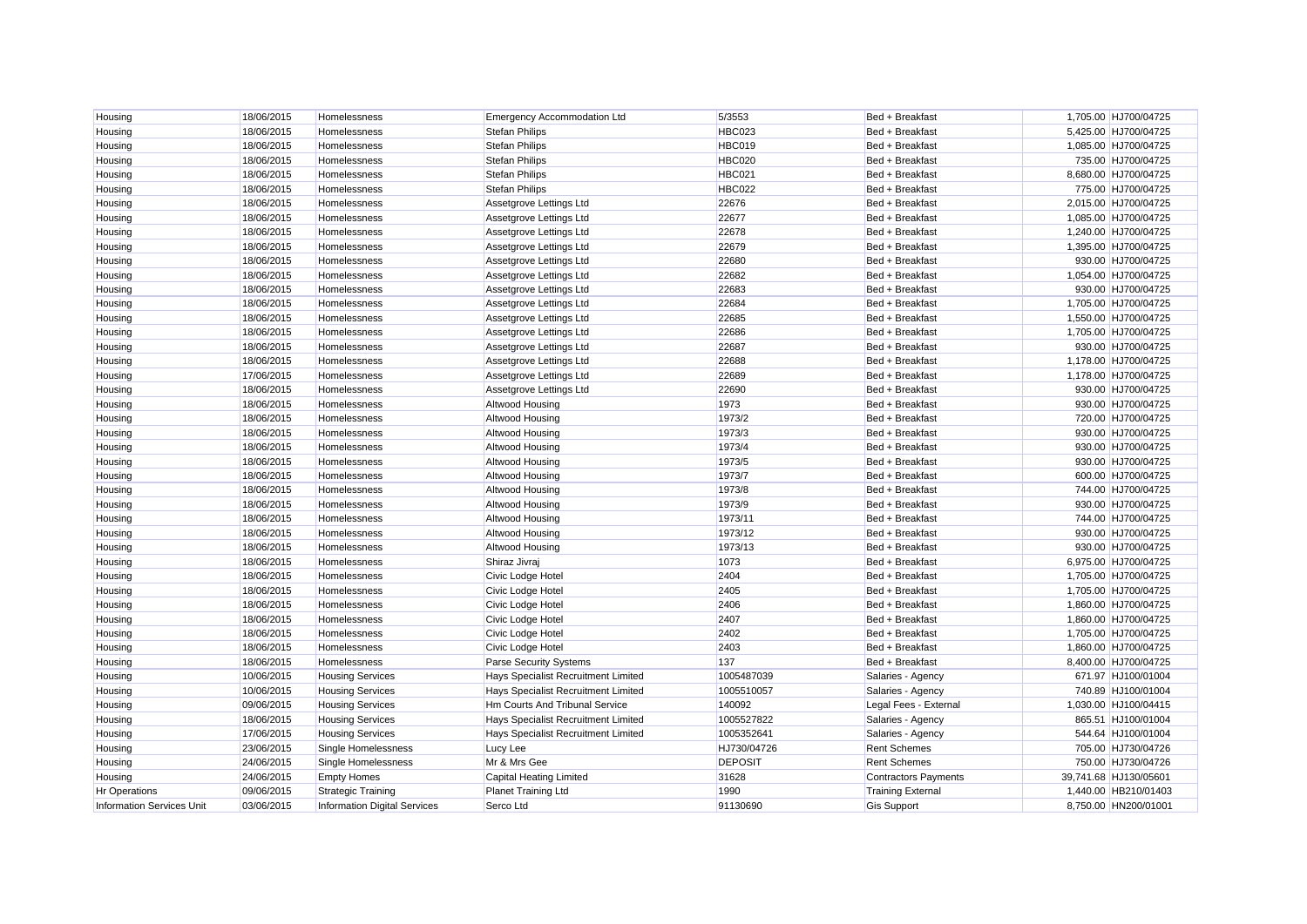| | | | | | | | |
|---|---|---|---|---|---|---|---|
| Housing | 18/06/2015 | Homelessness | Emergency Accommodation Ltd | 5/3553 | Bed + Breakfast | 1,705.00 | HJ700/04725 |
| Housing | 18/06/2015 | Homelessness | Stefan Philips | HBC023 | Bed + Breakfast | 5,425.00 | HJ700/04725 |
| Housing | 18/06/2015 | Homelessness | Stefan Philips | HBC019 | Bed + Breakfast | 1,085.00 | HJ700/04725 |
| Housing | 18/06/2015 | Homelessness | Stefan Philips | HBC020 | Bed + Breakfast | 735.00 | HJ700/04725 |
| Housing | 18/06/2015 | Homelessness | Stefan Philips | HBC021 | Bed + Breakfast | 8,680.00 | HJ700/04725 |
| Housing | 18/06/2015 | Homelessness | Stefan Philips | HBC022 | Bed + Breakfast | 775.00 | HJ700/04725 |
| Housing | 18/06/2015 | Homelessness | Assetgrove Lettings Ltd | 22676 | Bed + Breakfast | 2,015.00 | HJ700/04725 |
| Housing | 18/06/2015 | Homelessness | Assetgrove Lettings Ltd | 22677 | Bed + Breakfast | 1,085.00 | HJ700/04725 |
| Housing | 18/06/2015 | Homelessness | Assetgrove Lettings Ltd | 22678 | Bed + Breakfast | 1,240.00 | HJ700/04725 |
| Housing | 18/06/2015 | Homelessness | Assetgrove Lettings Ltd | 22679 | Bed + Breakfast | 1,395.00 | HJ700/04725 |
| Housing | 18/06/2015 | Homelessness | Assetgrove Lettings Ltd | 22680 | Bed + Breakfast | 930.00 | HJ700/04725 |
| Housing | 18/06/2015 | Homelessness | Assetgrove Lettings Ltd | 22682 | Bed + Breakfast | 1,054.00 | HJ700/04725 |
| Housing | 18/06/2015 | Homelessness | Assetgrove Lettings Ltd | 22683 | Bed + Breakfast | 930.00 | HJ700/04725 |
| Housing | 18/06/2015 | Homelessness | Assetgrove Lettings Ltd | 22684 | Bed + Breakfast | 1,705.00 | HJ700/04725 |
| Housing | 18/06/2015 | Homelessness | Assetgrove Lettings Ltd | 22685 | Bed + Breakfast | 1,550.00 | HJ700/04725 |
| Housing | 18/06/2015 | Homelessness | Assetgrove Lettings Ltd | 22686 | Bed + Breakfast | 1,705.00 | HJ700/04725 |
| Housing | 18/06/2015 | Homelessness | Assetgrove Lettings Ltd | 22687 | Bed + Breakfast | 930.00 | HJ700/04725 |
| Housing | 18/06/2015 | Homelessness | Assetgrove Lettings Ltd | 22688 | Bed + Breakfast | 1,178.00 | HJ700/04725 |
| Housing | 17/06/2015 | Homelessness | Assetgrove Lettings Ltd | 22689 | Bed + Breakfast | 1,178.00 | HJ700/04725 |
| Housing | 18/06/2015 | Homelessness | Assetgrove Lettings Ltd | 22690 | Bed + Breakfast | 930.00 | HJ700/04725 |
| Housing | 18/06/2015 | Homelessness | Altwood Housing | 1973 | Bed + Breakfast | 930.00 | HJ700/04725 |
| Housing | 18/06/2015 | Homelessness | Altwood Housing | 1973/2 | Bed + Breakfast | 720.00 | HJ700/04725 |
| Housing | 18/06/2015 | Homelessness | Altwood Housing | 1973/3 | Bed + Breakfast | 930.00 | HJ700/04725 |
| Housing | 18/06/2015 | Homelessness | Altwood Housing | 1973/4 | Bed + Breakfast | 930.00 | HJ700/04725 |
| Housing | 18/06/2015 | Homelessness | Altwood Housing | 1973/5 | Bed + Breakfast | 930.00 | HJ700/04725 |
| Housing | 18/06/2015 | Homelessness | Altwood Housing | 1973/7 | Bed + Breakfast | 600.00 | HJ700/04725 |
| Housing | 18/06/2015 | Homelessness | Altwood Housing | 1973/8 | Bed + Breakfast | 744.00 | HJ700/04725 |
| Housing | 18/06/2015 | Homelessness | Altwood Housing | 1973/9 | Bed + Breakfast | 930.00 | HJ700/04725 |
| Housing | 18/06/2015 | Homelessness | Altwood Housing | 1973/11 | Bed + Breakfast | 744.00 | HJ700/04725 |
| Housing | 18/06/2015 | Homelessness | Altwood Housing | 1973/12 | Bed + Breakfast | 930.00 | HJ700/04725 |
| Housing | 18/06/2015 | Homelessness | Altwood Housing | 1973/13 | Bed + Breakfast | 930.00 | HJ700/04725 |
| Housing | 18/06/2015 | Homelessness | Shiraz Jivraj | 1073 | Bed + Breakfast | 6,975.00 | HJ700/04725 |
| Housing | 18/06/2015 | Homelessness | Civic Lodge Hotel | 2404 | Bed + Breakfast | 1,705.00 | HJ700/04725 |
| Housing | 18/06/2015 | Homelessness | Civic Lodge Hotel | 2405 | Bed + Breakfast | 1,705.00 | HJ700/04725 |
| Housing | 18/06/2015 | Homelessness | Civic Lodge Hotel | 2406 | Bed + Breakfast | 1,860.00 | HJ700/04725 |
| Housing | 18/06/2015 | Homelessness | Civic Lodge Hotel | 2407 | Bed + Breakfast | 1,860.00 | HJ700/04725 |
| Housing | 18/06/2015 | Homelessness | Civic Lodge Hotel | 2402 | Bed + Breakfast | 1,705.00 | HJ700/04725 |
| Housing | 18/06/2015 | Homelessness | Civic Lodge Hotel | 2403 | Bed + Breakfast | 1,860.00 | HJ700/04725 |
| Housing | 18/06/2015 | Homelessness | Parse Security Systems | 137 | Bed + Breakfast | 8,400.00 | HJ700/04725 |
| Housing | 10/06/2015 | Housing Services | Hays Specialist Recruitment Limited | 1005487039 | Salaries - Agency | 671.97 | HJ100/01004 |
| Housing | 10/06/2015 | Housing Services | Hays Specialist Recruitment Limited | 1005510057 | Salaries - Agency | 740.89 | HJ100/01004 |
| Housing | 09/06/2015 | Housing Services | Hm Courts And Tribunal Service | 140092 | Legal Fees - External | 1,030.00 | HJ100/04415 |
| Housing | 18/06/2015 | Housing Services | Hays Specialist Recruitment Limited | 1005527822 | Salaries - Agency | 865.51 | HJ100/01004 |
| Housing | 17/06/2015 | Housing Services | Hays Specialist Recruitment Limited | 1005352641 | Salaries - Agency | 544.64 | HJ100/01004 |
| Housing | 23/06/2015 | Single Homelessness | Lucy Lee | HJ730/04726 | Rent Schemes | 705.00 | HJ730/04726 |
| Housing | 24/06/2015 | Single Homelessness | Mr & Mrs Gee | DEPOSIT | Rent Schemes | 750.00 | HJ730/04726 |
| Housing | 24/06/2015 | Empty Homes | Capital Heating Limited | 31628 | Contractors Payments | 39,741.68 | HJ130/05601 |
| Hr Operations | 09/06/2015 | Strategic Training | Planet Training Ltd | 1990 | Training External | 1,440.00 | HB210/01403 |
| Information Services Unit | 03/06/2015 | Information Digital Services | Serco Ltd | 91130690 | Gis Support | 8,750.00 | HN200/01001 |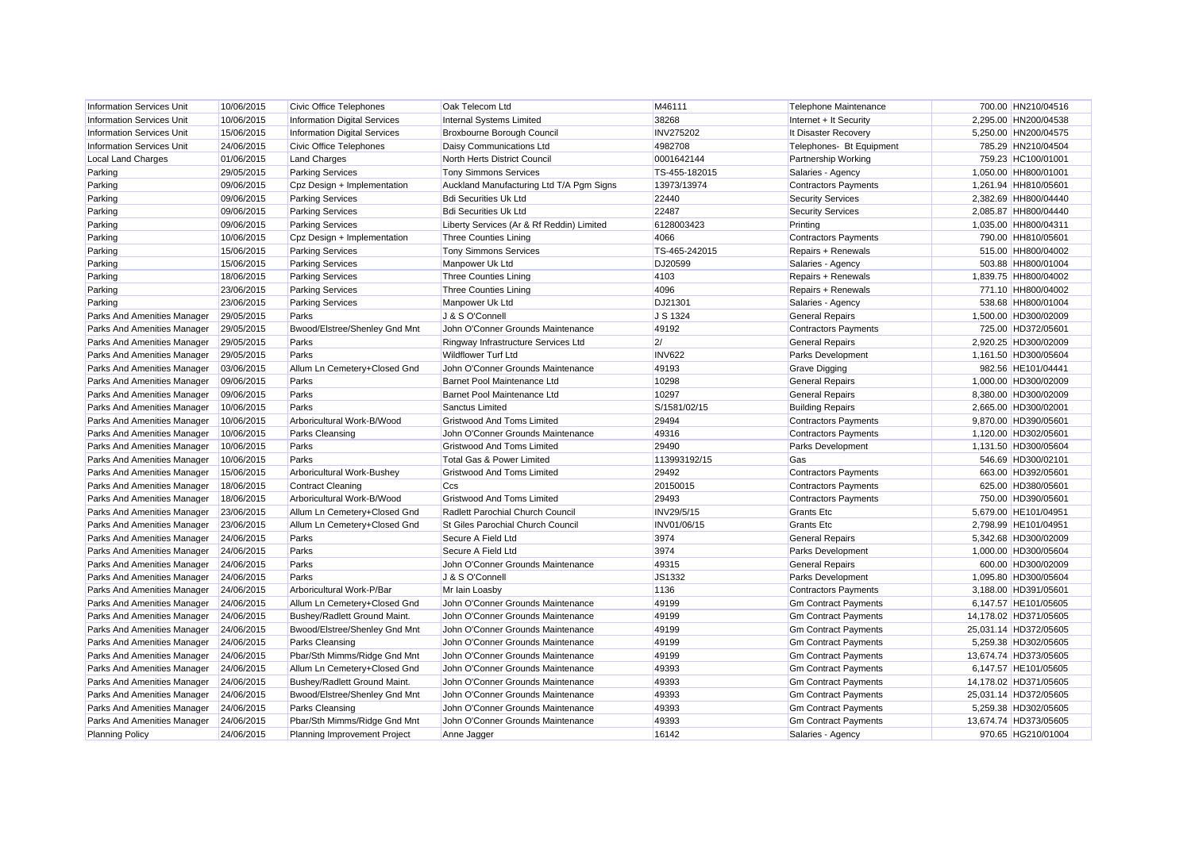| | | | | | | | |
|---|---|---|---|---|---|---|---|
| Information Services Unit | 10/06/2015 | Civic Office Telephones | Oak Telecom Ltd | M46111 | Telephone Maintenance | 700.00 | HN210/04516 |
| Information Services Unit | 10/06/2015 | Information Digital Services | Internal Systems Limited | 38268 | Internet + It Security | 2,295.00 | HN200/04538 |
| Information Services Unit | 15/06/2015 | Information Digital Services | Broxbourne Borough Council | INV275202 | It Disaster Recovery | 5,250.00 | HN200/04575 |
| Information Services Unit | 24/06/2015 | Civic Office Telephones | Daisy Communications Ltd | 4982708 | Telephones- Bt Equipment | 785.29 | HN210/04504 |
| Local Land Charges | 01/06/2015 | Land Charges | North Herts District Council | 0001642144 | Partnership Working | 759.23 | HC100/01001 |
| Parking | 29/05/2015 | Parking Services | Tony Simmons Services | TS-455-182015 | Salaries - Agency | 1,050.00 | HH800/01001 |
| Parking | 09/06/2015 | Cpz Design + Implementation | Auckland Manufacturing Ltd T/A Pgm Signs | 13973/13974 | Contractors Payments | 1,261.94 | HH810/05601 |
| Parking | 09/06/2015 | Parking Services | Bdi Securities Uk Ltd | 22440 | Security Services | 2,382.69 | HH800/04440 |
| Parking | 09/06/2015 | Parking Services | Bdi Securities Uk Ltd | 22487 | Security Services | 2,085.87 | HH800/04440 |
| Parking | 09/06/2015 | Parking Services | Liberty Services (Ar & Rf Reddin) Limited | 6128003423 | Printing | 1,035.00 | HH800/04311 |
| Parking | 10/06/2015 | Cpz Design + Implementation | Three Counties Lining | 4066 | Contractors Payments | 790.00 | HH810/05601 |
| Parking | 15/06/2015 | Parking Services | Tony Simmons Services | TS-465-242015 | Repairs + Renewals | 515.00 | HH800/04002 |
| Parking | 15/06/2015 | Parking Services | Manpower Uk Ltd | DJ20599 | Salaries - Agency | 503.88 | HH800/01004 |
| Parking | 18/06/2015 | Parking Services | Three Counties Lining | 4103 | Repairs + Renewals | 1,839.75 | HH800/04002 |
| Parking | 23/06/2015 | Parking Services | Three Counties Lining | 4096 | Repairs + Renewals | 771.10 | HH800/04002 |
| Parking | 23/06/2015 | Parking Services | Manpower Uk Ltd | DJ21301 | Salaries - Agency | 538.68 | HH800/01004 |
| Parks And Amenities Manager | 29/05/2015 | Parks | J & S O'Connell | J S 1324 | General Repairs | 1,500.00 | HD300/02009 |
| Parks And Amenities Manager | 29/05/2015 | Bwood/Elstree/Shenley Gnd Mnt | John O'Conner Grounds Maintenance | 49192 | Contractors Payments | 725.00 | HD372/05601 |
| Parks And Amenities Manager | 29/05/2015 | Parks | Ringway Infrastructure Services Ltd | 2/ | General Repairs | 2,920.25 | HD300/02009 |
| Parks And Amenities Manager | 29/05/2015 | Parks | Wildflower Turf Ltd | INV622 | Parks Development | 1,161.50 | HD300/05604 |
| Parks And Amenities Manager | 03/06/2015 | Allum Ln Cemetery+Closed Gnd | John O'Conner Grounds Maintenance | 49193 | Grave Digging | 982.56 | HE101/04441 |
| Parks And Amenities Manager | 09/06/2015 | Parks | Barnet Pool Maintenance Ltd | 10298 | General Repairs | 1,000.00 | HD300/02009 |
| Parks And Amenities Manager | 09/06/2015 | Parks | Barnet Pool Maintenance Ltd | 10297 | General Repairs | 8,380.00 | HD300/02009 |
| Parks And Amenities Manager | 10/06/2015 | Parks | Sanctus Limited | S/1581/02/15 | Building Repairs | 2,665.00 | HD300/02001 |
| Parks And Amenities Manager | 10/06/2015 | Arboricultural Work-B/Wood | Gristwood And Toms Limited | 29494 | Contractors Payments | 9,870.00 | HD390/05601 |
| Parks And Amenities Manager | 10/06/2015 | Parks Cleansing | John O'Conner Grounds Maintenance | 49316 | Contractors Payments | 1,120.00 | HD302/05601 |
| Parks And Amenities Manager | 10/06/2015 | Parks | Gristwood And Toms Limited | 29490 | Parks Development | 1,131.50 | HD300/05604 |
| Parks And Amenities Manager | 10/06/2015 | Parks | Total Gas & Power Limited | 113993192/15 | Gas | 546.69 | HD300/02101 |
| Parks And Amenities Manager | 15/06/2015 | Arboricultural Work-Bushey | Gristwood And Toms Limited | 29492 | Contractors Payments | 663.00 | HD392/05601 |
| Parks And Amenities Manager | 18/06/2015 | Contract Cleaning | Ccs | 20150015 | Contractors Payments | 625.00 | HD380/05601 |
| Parks And Amenities Manager | 18/06/2015 | Arboricultural Work-B/Wood | Gristwood And Toms Limited | 29493 | Contractors Payments | 750.00 | HD390/05601 |
| Parks And Amenities Manager | 23/06/2015 | Allum Ln Cemetery+Closed Gnd | Radlett Parochial Church Council | INV29/5/15 | Grants Etc | 5,679.00 | HE101/04951 |
| Parks And Amenities Manager | 23/06/2015 | Allum Ln Cemetery+Closed Gnd | St Giles Parochial Church Council | INV01/06/15 | Grants Etc | 2,798.99 | HE101/04951 |
| Parks And Amenities Manager | 24/06/2015 | Parks | Secure A Field Ltd | 3974 | General Repairs | 5,342.68 | HD300/02009 |
| Parks And Amenities Manager | 24/06/2015 | Parks | Secure A Field Ltd | 3974 | Parks Development | 1,000.00 | HD300/05604 |
| Parks And Amenities Manager | 24/06/2015 | Parks | John O'Conner Grounds Maintenance | 49315 | General Repairs | 600.00 | HD300/02009 |
| Parks And Amenities Manager | 24/06/2015 | Parks | J & S O'Connell | JS1332 | Parks Development | 1,095.80 | HD300/05604 |
| Parks And Amenities Manager | 24/06/2015 | Arboricultural Work-P/Bar | Mr Iain Loasby | 1136 | Contractors Payments | 3,188.00 | HD391/05601 |
| Parks And Amenities Manager | 24/06/2015 | Allum Ln Cemetery+Closed Gnd | John O'Conner Grounds Maintenance | 49199 | Gm Contract Payments | 6,147.57 | HE101/05605 |
| Parks And Amenities Manager | 24/06/2015 | Bushey/Radlett Ground Maint. | John O'Conner Grounds Maintenance | 49199 | Gm Contract Payments | 14,178.02 | HD371/05605 |
| Parks And Amenities Manager | 24/06/2015 | Bwood/Elstree/Shenley Gnd Mnt | John O'Conner Grounds Maintenance | 49199 | Gm Contract Payments | 25,031.14 | HD372/05605 |
| Parks And Amenities Manager | 24/06/2015 | Parks Cleansing | John O'Conner Grounds Maintenance | 49199 | Gm Contract Payments | 5,259.38 | HD302/05605 |
| Parks And Amenities Manager | 24/06/2015 | Pbar/Sth Mimms/Ridge Gnd Mnt | John O'Conner Grounds Maintenance | 49199 | Gm Contract Payments | 13,674.74 | HD373/05605 |
| Parks And Amenities Manager | 24/06/2015 | Allum Ln Cemetery+Closed Gnd | John O'Conner Grounds Maintenance | 49393 | Gm Contract Payments | 6,147.57 | HE101/05605 |
| Parks And Amenities Manager | 24/06/2015 | Bushey/Radlett Ground Maint. | John O'Conner Grounds Maintenance | 49393 | Gm Contract Payments | 14,178.02 | HD371/05605 |
| Parks And Amenities Manager | 24/06/2015 | Bwood/Elstree/Shenley Gnd Mnt | John O'Conner Grounds Maintenance | 49393 | Gm Contract Payments | 25,031.14 | HD372/05605 |
| Parks And Amenities Manager | 24/06/2015 | Parks Cleansing | John O'Conner Grounds Maintenance | 49393 | Gm Contract Payments | 5,259.38 | HD302/05605 |
| Parks And Amenities Manager | 24/06/2015 | Pbar/Sth Mimms/Ridge Gnd Mnt | John O'Conner Grounds Maintenance | 49393 | Gm Contract Payments | 13,674.74 | HD373/05605 |
| Planning Policy | 24/06/2015 | Planning Improvement Project | Anne Jagger | 16142 | Salaries - Agency | 970.65 | HG210/01004 |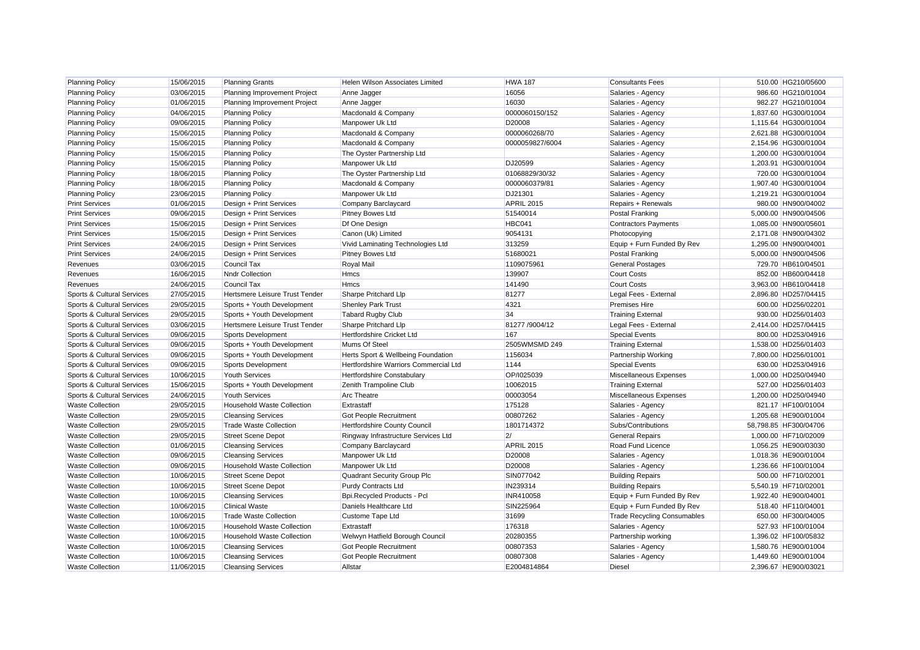| | | | | | | | |
|---|---|---|---|---|---|---|---|
| Planning Policy | 15/06/2015 | Planning Grants | Helen Wilson Associates Limited | HWA 187 | Consultants Fees | 510.00 | HG210/05600 |
| Planning Policy | 03/06/2015 | Planning Improvement Project | Anne Jagger | 16056 | Salaries - Agency | 986.60 | HG210/01004 |
| Planning Policy | 01/06/2015 | Planning Improvement Project | Anne Jagger | 16030 | Salaries - Agency | 982.27 | HG210/01004 |
| Planning Policy | 04/06/2015 | Planning Policy | Macdonald & Company | 0000060150/152 | Salaries - Agency | 1,837.60 | HG300/01004 |
| Planning Policy | 09/06/2015 | Planning Policy | Manpower Uk Ltd | D20008 | Salaries - Agency | 1,115.64 | HG300/01004 |
| Planning Policy | 15/06/2015 | Planning Policy | Macdonald & Company | 0000060268/70 | Salaries - Agency | 2,621.88 | HG300/01004 |
| Planning Policy | 15/06/2015 | Planning Policy | Macdonald & Company | 0000059827/6004 | Salaries - Agency | 2,154.96 | HG300/01004 |
| Planning Policy | 15/06/2015 | Planning Policy | The Oyster Partnership Ltd | | Salaries - Agency | 1,200.00 | HG300/01004 |
| Planning Policy | 15/06/2015 | Planning Policy | Manpower Uk Ltd | DJ20599 | Salaries - Agency | 1,203.91 | HG300/01004 |
| Planning Policy | 18/06/2015 | Planning Policy | The Oyster Partnership Ltd | 01068829/30/32 | Salaries - Agency | 720.00 | HG300/01004 |
| Planning Policy | 18/06/2015 | Planning Policy | Macdonald & Company | 0000060379/81 | Salaries - Agency | 1,907.40 | HG300/01004 |
| Planning Policy | 23/06/2015 | Planning Policy | Manpower Uk Ltd | DJ21301 | Salaries - Agency | 1,219.21 | HG300/01004 |
| Print Services | 01/06/2015 | Design + Print Services | Company Barclaycard | APRIL 2015 | Repairs + Renewals | 980.00 | HN900/04002 |
| Print Services | 09/06/2015 | Design + Print Services | Pitney Bowes Ltd | 51540014 | Postal Franking | 5,000.00 | HN900/04506 |
| Print Services | 15/06/2015 | Design + Print Services | Df One Design | HBC041 | Contractors Payments | 1,085.00 | HN900/05601 |
| Print Services | 15/06/2015 | Design + Print Services | Canon (Uk) Limited | 9054131 | Photocopying | 2,171.08 | HN900/04302 |
| Print Services | 24/06/2015 | Design + Print Services | Vivid Laminating Technologies Ltd | 313259 | Equip + Furn Funded By Rev | 1,295.00 | HN900/04001 |
| Print Services | 24/06/2015 | Design + Print Services | Pitney Bowes Ltd | 51680021 | Postal Franking | 5,000.00 | HN900/04506 |
| Revenues | 03/06/2015 | Council Tax | Royal Mail | 1109075961 | General Postages | 729.70 | HB610/04501 |
| Revenues | 16/06/2015 | Nndr Collection | Hmcs | 139907 | Court Costs | 852.00 | HB600/04418 |
| Revenues | 24/06/2015 | Council Tax | Hmcs | 141490 | Court Costs | 3,963.00 | HB610/04418 |
| Sports & Cultural Services | 27/05/2015 | Hertsmere Leisure Trust Tender | Sharpe Pritchard Llp | 81277 | Legal Fees - External | 2,896.80 | HD257/04415 |
| Sports & Cultural Services | 29/05/2015 | Sports + Youth Development | Shenley Park Trust | 4321 | Premises Hire | 600.00 | HD256/02201 |
| Sports & Cultural Services | 29/05/2015 | Sports + Youth Development | Tabard Rugby Club | 34 | Training External | 930.00 | HD256/01403 |
| Sports & Cultural Services | 03/06/2015 | Hertsmere Leisure Trust Tender | Sharpe Pritchard Llp | 81277 /9004/12 | Legal Fees - External | 2,414.00 | HD257/04415 |
| Sports & Cultural Services | 09/06/2015 | Sports Development | Hertfordshire Cricket Ltd | 167 | Special Events | 800.00 | HD253/04916 |
| Sports & Cultural Services | 09/06/2015 | Sports + Youth Development | Mums Of Steel | 2505WMSMD 249 | Training External | 1,538.00 | HD256/01403 |
| Sports & Cultural Services | 09/06/2015 | Sports + Youth Development | Herts Sport & Wellbeing Foundation | 1156034 | Partnership Working | 7,800.00 | HD256/01001 |
| Sports & Cultural Services | 09/06/2015 | Sports Development | Hertfordshire Warriors Commercial Ltd | 1144 | Special Events | 630.00 | HD253/04916 |
| Sports & Cultural Services | 10/06/2015 | Youth Services | Hertfordshire Constabulary | OP/I025039 | Miscellaneous Expenses | 1,000.00 | HD250/04940 |
| Sports & Cultural Services | 15/06/2015 | Sports + Youth Development | Zenith Trampoline Club | 10062015 | Training External | 527.00 | HD256/01403 |
| Sports & Cultural Services | 24/06/2015 | Youth Services | Arc Theatre | 00003054 | Miscellaneous Expenses | 1,200.00 | HD250/04940 |
| Waste Collection | 29/05/2015 | Household Waste Collection | Extrastaff | 175128 | Salaries - Agency | 821.17 | HF100/01004 |
| Waste Collection | 29/05/2015 | Cleansing Services | Got People Recruitment | 00807262 | Salaries - Agency | 1,205.68 | HE900/01004 |
| Waste Collection | 29/05/2015 | Trade Waste Collection | Hertfordshire County Council | 1801714372 | Subs/Contributions | 58,798.85 | HF300/04706 |
| Waste Collection | 29/05/2015 | Street Scene Depot | Ringway Infrastructure Services Ltd | 2/ | General Repairs | 1,000.00 | HF710/02009 |
| Waste Collection | 01/06/2015 | Cleansing Services | Company Barclaycard | APRIL 2015 | Road Fund Licence | 1,056.25 | HE900/03030 |
| Waste Collection | 09/06/2015 | Cleansing Services | Manpower Uk Ltd | D20008 | Salaries - Agency | 1,018.36 | HE900/01004 |
| Waste Collection | 09/06/2015 | Household Waste Collection | Manpower Uk Ltd | D20008 | Salaries - Agency | 1,236.66 | HF100/01004 |
| Waste Collection | 10/06/2015 | Street Scene Depot | Quadrant Security Group Plc | SIN077042 | Building Repairs | 500.00 | HF710/02001 |
| Waste Collection | 10/06/2015 | Street Scene Depot | Purdy Contracts Ltd | IN239314 | Building Repairs | 5,540.19 | HF710/02001 |
| Waste Collection | 10/06/2015 | Cleansing Services | Bpi.Recycled Products - Pcl | INR410058 | Equip + Furn Funded By Rev | 1,922.40 | HE900/04001 |
| Waste Collection | 10/06/2015 | Clinical Waste | Daniels Healthcare Ltd | SIN225964 | Equip + Furn Funded By Rev | 518.40 | HF110/04001 |
| Waste Collection | 10/06/2015 | Trade Waste Collection | Custome Tape Ltd | 31699 | Trade Recycling Consumables | 650.00 | HF300/04005 |
| Waste Collection | 10/06/2015 | Household Waste Collection | Extrastaff | 176318 | Salaries - Agency | 527.93 | HF100/01004 |
| Waste Collection | 10/06/2015 | Household Waste Collection | Welwyn Hatfield Borough Council | 20280355 | Partnership working | 1,396.02 | HF100/05832 |
| Waste Collection | 10/06/2015 | Cleansing Services | Got People Recruitment | 00807353 | Salaries - Agency | 1,580.76 | HE900/01004 |
| Waste Collection | 10/06/2015 | Cleansing Services | Got People Recruitment | 00807308 | Salaries - Agency | 1,449.60 | HE900/01004 |
| Waste Collection | 11/06/2015 | Cleansing Services | Allstar | E2004814864 | Diesel | 2,396.67 | HE900/03021 |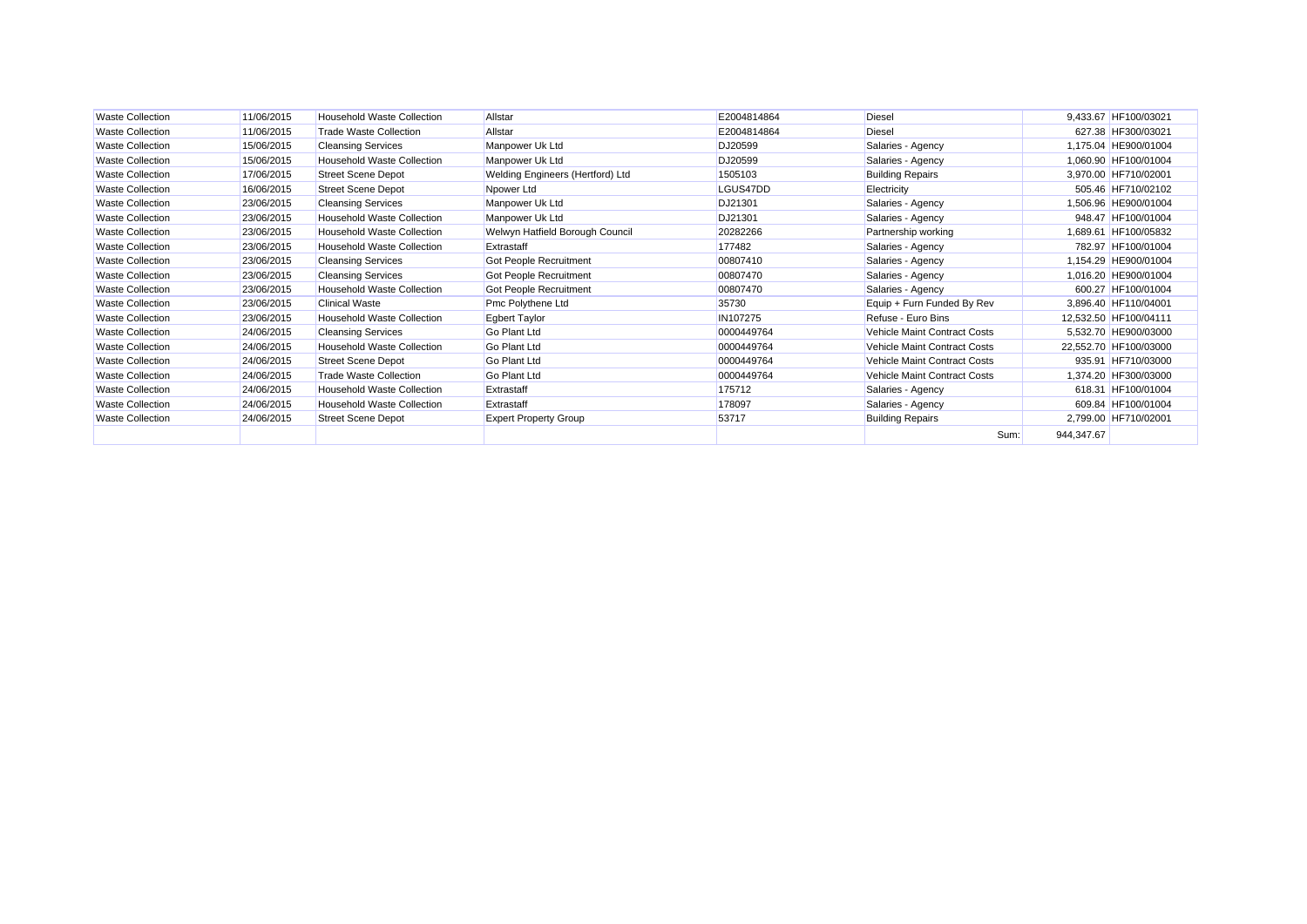| | | | | | | | |
|---|---|---|---|---|---|---|---|
| Waste Collection | 11/06/2015 | Household Waste Collection | Allstar | E2004814864 | Diesel | 9,433.67 | HF100/03021 |
| Waste Collection | 11/06/2015 | Trade Waste Collection | Allstar | E2004814864 | Diesel | 627.38 | HF300/03021 |
| Waste Collection | 15/06/2015 | Cleansing Services | Manpower Uk Ltd | DJ20599 | Salaries - Agency | 1,175.04 | HE900/01004 |
| Waste Collection | 15/06/2015 | Household Waste Collection | Manpower Uk Ltd | DJ20599 | Salaries - Agency | 1,060.90 | HF100/01004 |
| Waste Collection | 17/06/2015 | Street Scene Depot | Welding Engineers (Hertford) Ltd | 1505103 | Building Repairs | 3,970.00 | HF710/02001 |
| Waste Collection | 16/06/2015 | Street Scene Depot | Npower Ltd | LGUS47DD | Electricity | 505.46 | HF710/02102 |
| Waste Collection | 23/06/2015 | Cleansing Services | Manpower Uk Ltd | DJ21301 | Salaries - Agency | 1,506.96 | HE900/01004 |
| Waste Collection | 23/06/2015 | Household Waste Collection | Manpower Uk Ltd | DJ21301 | Salaries - Agency | 948.47 | HF100/01004 |
| Waste Collection | 23/06/2015 | Household Waste Collection | Welwyn Hatfield Borough Council | 20282266 | Partnership working | 1,689.61 | HF100/05832 |
| Waste Collection | 23/06/2015 | Household Waste Collection | Extrastaff | 177482 | Salaries - Agency | 782.97 | HF100/01004 |
| Waste Collection | 23/06/2015 | Cleansing Services | Got People Recruitment | 00807410 | Salaries - Agency | 1,154.29 | HE900/01004 |
| Waste Collection | 23/06/2015 | Cleansing Services | Got People Recruitment | 00807470 | Salaries - Agency | 1,016.20 | HE900/01004 |
| Waste Collection | 23/06/2015 | Household Waste Collection | Got People Recruitment | 00807470 | Salaries - Agency | 600.27 | HF100/01004 |
| Waste Collection | 23/06/2015 | Clinical Waste | Pmc Polythene Ltd | 35730 | Equip + Furn Funded By Rev | 3,896.40 | HF110/04001 |
| Waste Collection | 23/06/2015 | Household Waste Collection | Egbert Taylor | IN107275 | Refuse - Euro Bins | 12,532.50 | HF100/04111 |
| Waste Collection | 24/06/2015 | Cleansing Services | Go Plant Ltd | 0000449764 | Vehicle Maint Contract Costs | 5,532.70 | HE900/03000 |
| Waste Collection | 24/06/2015 | Household Waste Collection | Go Plant Ltd | 0000449764 | Vehicle Maint Contract Costs | 22,552.70 | HF100/03000 |
| Waste Collection | 24/06/2015 | Street Scene Depot | Go Plant Ltd | 0000449764 | Vehicle Maint Contract Costs | 935.91 | HF710/03000 |
| Waste Collection | 24/06/2015 | Trade Waste Collection | Go Plant Ltd | 0000449764 | Vehicle Maint Contract Costs | 1,374.20 | HF300/03000 |
| Waste Collection | 24/06/2015 | Household Waste Collection | Extrastaff | 175712 | Salaries - Agency | 618.31 | HF100/01004 |
| Waste Collection | 24/06/2015 | Household Waste Collection | Extrastaff | 178097 | Salaries - Agency | 609.84 | HF100/01004 |
| Waste Collection | 24/06/2015 | Street Scene Depot | Expert Property Group | 53717 | Building Repairs | 2,799.00 | HF710/02001 |
| | | | | | Sum: | 944,347.67 | |